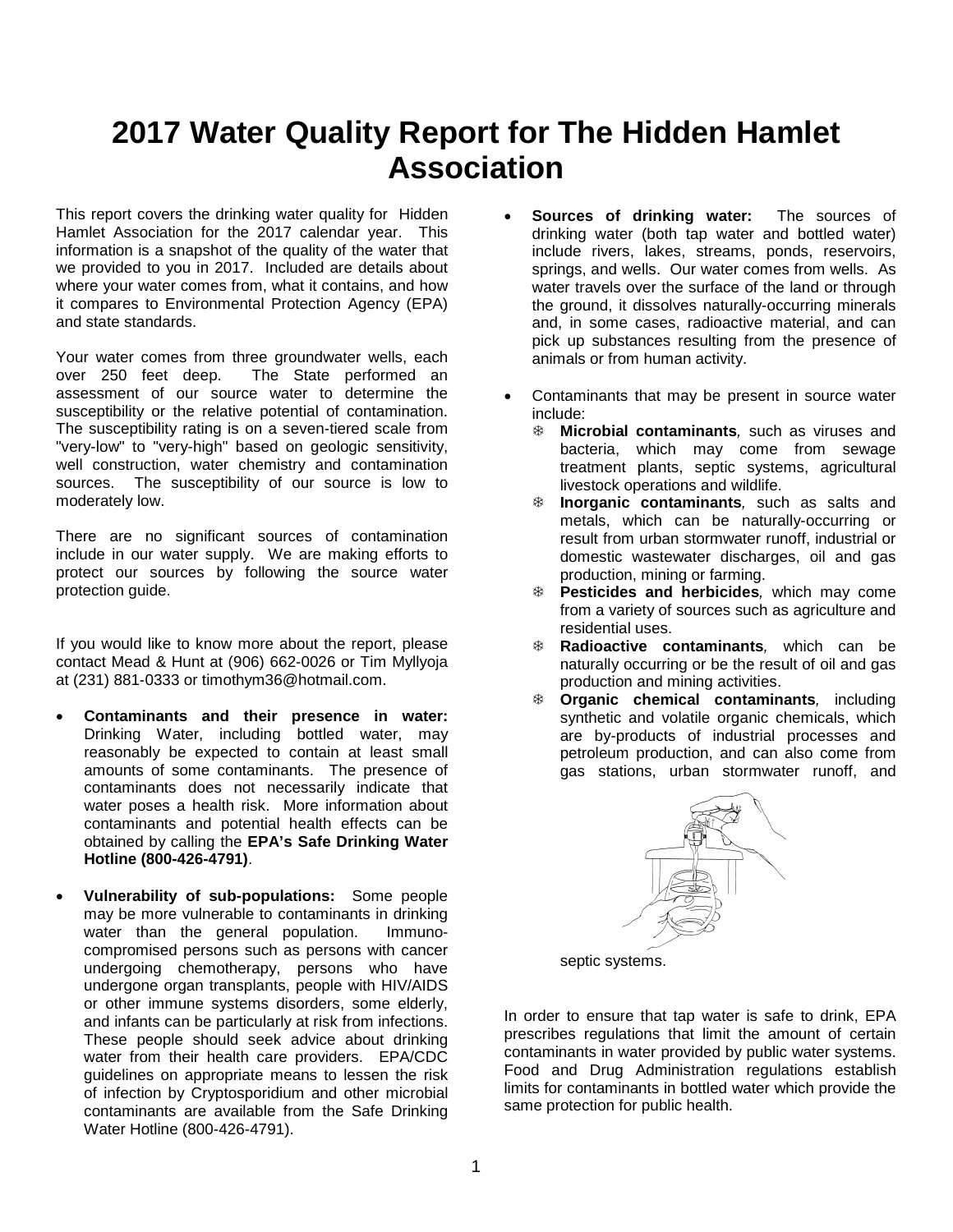# 2017 Water Quality Report for The Hidden Hamlet Association

This report covers the drinking water quality for Hidden Hamlet Association for the 2017 calendar year. This information is a snapshot of the quality of the water that we provided to you in 2017. Included are details about where your water comes from, what it contains, and how it compares to Environmental Protection Agency (EPA) and state standards.

Your water comes from three groundwater wells, each over 250 feet deep. The State performed an assessment of our source water to determine the susceptibility or the relative potential of contamination. The susceptibility rating is on a seven-tiered scale from "very-low" to "very-high" based on geologic sensitivity, well construction, water chemistry and contamination sources. The susceptibility of our source is low to moderately low.

There are no significant sources of contamination include in our water supply. We are making efforts to protect our sources by following the source water protection guide.

If you would like to know more about the report, please contact Mead & Hunt at (906) 662-0026 or Tim Myllyoja at (231) 881-0333 or timothym36@hotmail.com.

- **Contaminants and their presence in water:** Drinking Water, including bottled water, may reasonably be expected to contain at least small amounts of some contaminants. The presence of contaminants does not necessarily indicate that water poses a health risk. More information about contaminants and potential health effects can be obtained by calling the **EPA's Safe Drinking Water Hotline (800-426-4791)**.
- **Vulnerability of sub-populations:** Some people may be more vulnerable to contaminants in drinking water than the general population. Immuno-compromised persons such as persons with cancer undergoing chemotherapy, persons who have undergone organ transplants, people with HIV/AIDS or other immune systems disorders, some elderly, and infants can be particularly at risk from infections. These people should seek advice about drinking water from their health care providers. EPA/CDC guidelines on appropriate means to lessen the risk of infection by Cryptosporidium and other microbial contaminants are available from the Safe Drinking Water Hotline (800-426-4791).
- **Sources of drinking water:** The sources of drinking water (both tap water and bottled water) include rivers, lakes, streams, ponds, reservoirs, springs, and wells. Our water comes from wells. As water travels over the surface of the land or through the ground, it dissolves naturally-occurring minerals and, in some cases, radioactive material, and can pick up substances resulting from the presence of animals or from human activity.
- Contaminants that may be present in source water include:
  - **Microbial contaminants**, such as viruses and bacteria, which may come from sewage treatment plants, septic systems, agricultural livestock operations and wildlife.
  - **Inorganic contaminants**, such as salts and metals, which can be naturally-occurring or result from urban stormwater runoff, industrial or domestic wastewater discharges, oil and gas production, mining or farming.
  - **Pesticides and herbicides**, which may come from a variety of sources such as agriculture and residential uses.
  - **Radioactive contaminants**, which can be naturally occurring or be the result of oil and gas production and mining activities.
  - **Organic chemical contaminants**, including synthetic and volatile organic chemicals, which are by-products of industrial processes and petroleum production, and can also come from gas stations, urban stormwater runoff, and septic systems.

In order to ensure that tap water is safe to drink, EPA prescribes regulations that limit the amount of certain contaminants in water provided by public water systems. Food and Drug Administration regulations establish limits for contaminants in bottled water which provide the same protection for public health.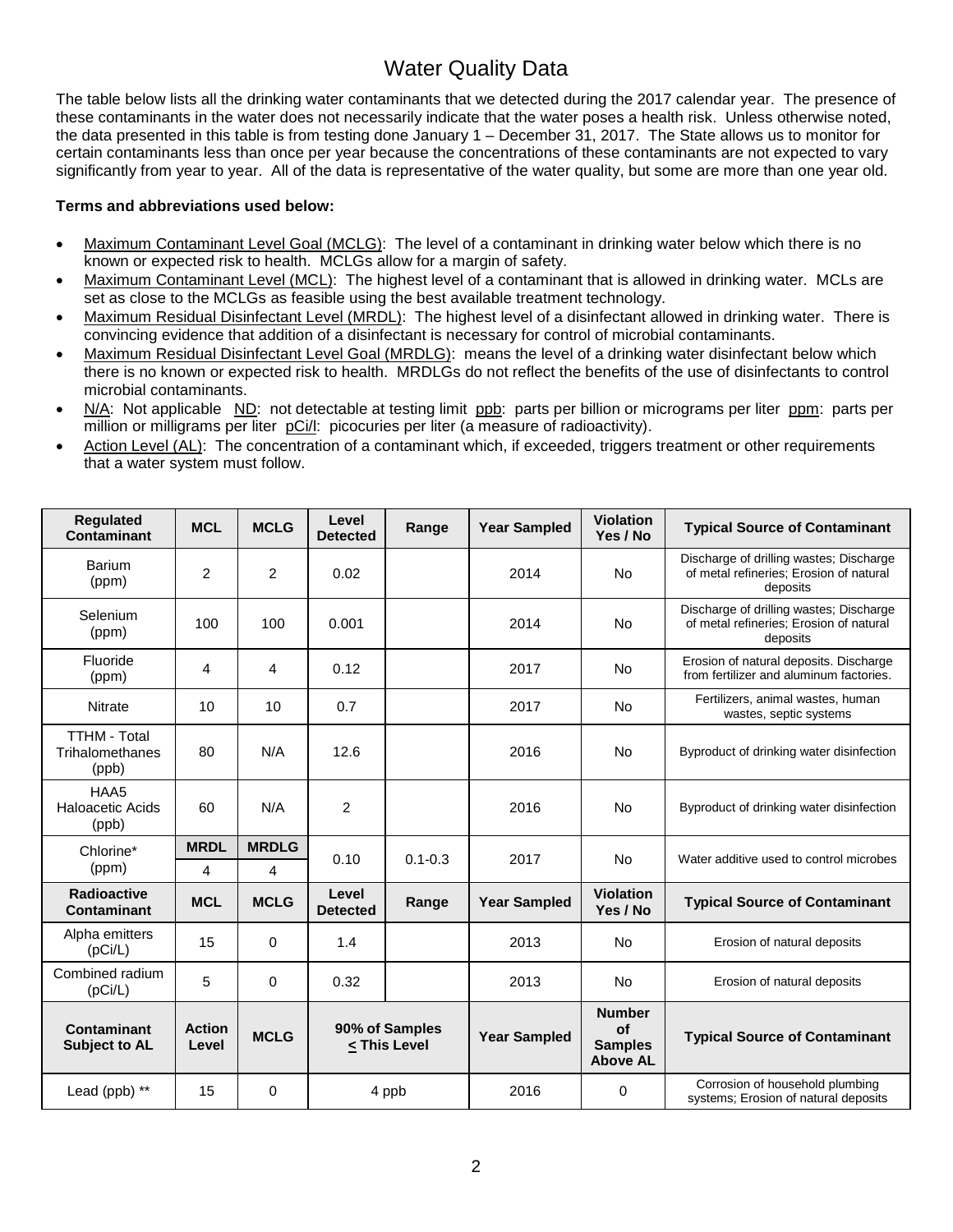# Water Quality Data

The table below lists all the drinking water contaminants that we detected during the 2017 calendar year. The presence of these contaminants in the water does not necessarily indicate that the water poses a health risk. Unless otherwise noted, the data presented in this table is from testing done January 1 – December 31, 2017. The State allows us to monitor for certain contaminants less than once per year because the concentrations of these contaminants are not expected to vary significantly from year to year. All of the data is representative of the water quality, but some are more than one year old.

**Terms and abbreviations used below:**

- Maximum Contaminant Level Goal (MCLG): The level of a contaminant in drinking water below which there is no known or expected risk to health. MCLGs allow for a margin of safety.
- Maximum Contaminant Level (MCL): The highest level of a contaminant that is allowed in drinking water. MCLs are set as close to the MCLGs as feasible using the best available treatment technology.
- Maximum Residual Disinfectant Level (MRDL): The highest level of a disinfectant allowed in drinking water. There is convincing evidence that addition of a disinfectant is necessary for control of microbial contaminants.
- Maximum Residual Disinfectant Level Goal (MRDLG): means the level of a drinking water disinfectant below which there is no known or expected risk to health. MRDLGs do not reflect the benefits of the use of disinfectants to control microbial contaminants.
- N/A: Not applicable ND: not detectable at testing limit ppb: parts per billion or micrograms per liter ppm: parts per million or milligrams per liter pCi/l: picocuries per liter (a measure of radioactivity).
- Action Level (AL): The concentration of a contaminant which, if exceeded, triggers treatment or other requirements that a water system must follow.

| Regulated Contaminant | MCL | MCLG | Level Detected | Range | Year Sampled | Violation Yes / No | Typical Source of Contaminant |
|---|---|---|---|---|---|---|---|
| Barium (ppm) | 2 | 2 | 0.02 | | 2014 | No | Discharge of drilling wastes; Discharge of metal refineries; Erosion of natural deposits |
| Selenium (ppm) | 100 | 100 | 0.001 | | 2014 | No | Discharge of drilling wastes; Discharge of metal refineries; Erosion of natural deposits |
| Fluoride (ppm) | 4 | 4 | 0.12 | | 2017 | No | Erosion of natural deposits. Discharge from fertilizer and aluminum factories. |
| Nitrate | 10 | 10 | 0.7 | | 2017 | No | Fertilizers, animal wastes, human wastes, septic systems |
| TTHM - Total Trihalomethanes (ppb) | 80 | N/A | 12.6 | | 2016 | No | Byproduct of drinking water disinfection |
| HAA5 Haloacetic Acids (ppb) | 60 | N/A | 2 | | 2016 | No | Byproduct of drinking water disinfection |
| Chlorine* (ppm) | **MRDL** 4 | **MRDLG** 4 | 0.10 | 0.1-0.3 | 2017 | No | Water additive used to control microbes |
| **Radioactive Contaminant** | **MCL** | **MCLG** | **Level Detected** | **Range** | **Year Sampled** | **Violation Yes / No** | **Typical Source of Contaminant** |
| Alpha emitters (pCi/L) | 15 | 0 | 1.4 | | 2013 | No | Erosion of natural deposits |
| Combined radium (pCi/L) | 5 | 0 | 0.32 | | 2013 | No | Erosion of natural deposits |
| **Contaminant Subject to AL** | **Action Level** | **MCLG** | **90% of Samples ≤ This Level** | | **Year Sampled** | **Number of Samples Above AL** | **Typical Source of Contaminant** |
| Lead (ppb) ** | 15 | 0 | 4 ppb | | 2016 | 0 | Corrosion of household plumbing systems; Erosion of natural deposits |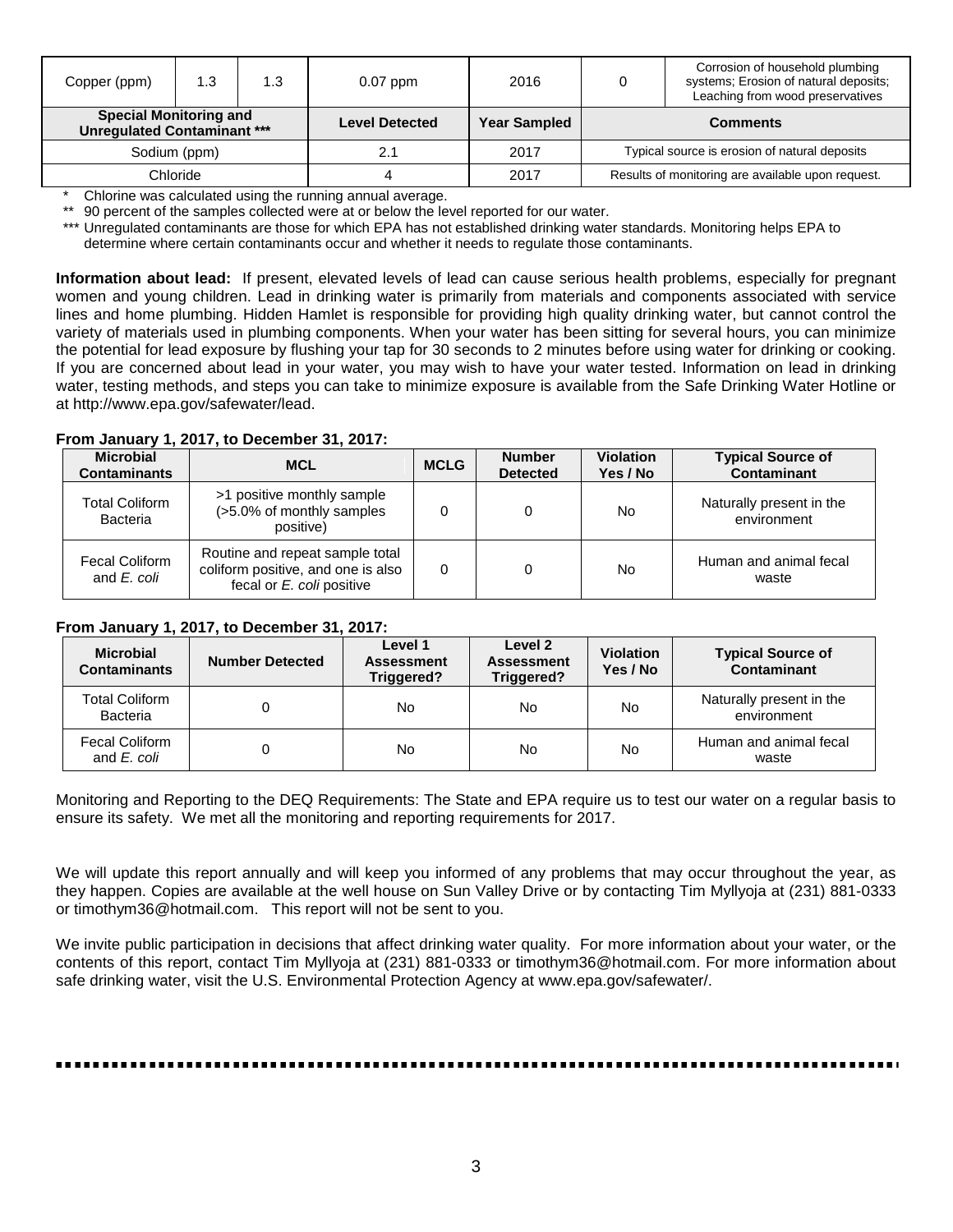| | | | | | | |
|---|---|---|---|---|---|---|
| Copper (ppm) | 1.3 | 1.3 | 0.07 ppm | 2016 | 0 | Corrosion of household plumbing systems; Erosion of natural deposits; Leaching from wood preservatives |
| **Special Monitoring and Unregulated Contaminant \*\*\*** | | | **Level Detected** | **Year Sampled** | **Comments** | |
| Sodium (ppm) | | | 2.1 | 2017 | Typical source is erosion of natural deposits | |
| Chloride | | | 4 | 2017 | Results of monitoring are available upon request. | |

\* Chlorine was calculated using the running annual average.

\*\* 90 percent of the samples collected were at or below the level reported for our water.

\*\*\* Unregulated contaminants are those for which EPA has not established drinking water standards. Monitoring helps EPA to determine where certain contaminants occur and whether it needs to regulate those contaminants.

**Information about lead:** If present, elevated levels of lead can cause serious health problems, especially for pregnant women and young children. Lead in drinking water is primarily from materials and components associated with service lines and home plumbing. Hidden Hamlet is responsible for providing high quality drinking water, but cannot control the variety of materials used in plumbing components. When your water has been sitting for several hours, you can minimize the potential for lead exposure by flushing your tap for 30 seconds to 2 minutes before using water for drinking or cooking. If you are concerned about lead in your water, you may wish to have your water tested. Information on lead in drinking water, testing methods, and steps you can take to minimize exposure is available from the Safe Drinking Water Hotline or at http://www.epa.gov/safewater/lead.

**From January 1, 2017, to December 31, 2017:**

| Microbial Contaminants | MCL | MCLG | Number Detected | Violation Yes / No | Typical Source of Contaminant |
|---|---|---|---|---|---|
| Total Coliform Bacteria | >1 positive monthly sample (>5.0% of monthly samples positive) | 0 | 0 | No | Naturally present in the environment |
| Fecal Coliform and *E. coli* | Routine and repeat sample total coliform positive, and one is also fecal or *E. coli* positive | 0 | 0 | No | Human and animal fecal waste |

**From January 1, 2017, to December 31, 2017:**

| Microbial Contaminants | Number Detected | Level 1 Assessment Triggered? | Level 2 Assessment Triggered? | Violation Yes / No | Typical Source of Contaminant |
|---|---|---|---|---|---|
| Total Coliform Bacteria | 0 | No | No | No | Naturally present in the environment |
| Fecal Coliform and *E. coli* | 0 | No | No | No | Human and animal fecal waste |

Monitoring and Reporting to the DEQ Requirements: The State and EPA require us to test our water on a regular basis to ensure its safety. We met all the monitoring and reporting requirements for 2017.

We will update this report annually and will keep you informed of any problems that may occur throughout the year, as they happen. Copies are available at the well house on Sun Valley Drive or by contacting Tim Myllyoja at (231) 881-0333 or timothym36@hotmail.com. This report will not be sent to you.

We invite public participation in decisions that affect drinking water quality. For more information about your water, or the contents of this report, contact Tim Myllyoja at (231) 881-0333 or timothym36@hotmail.com. For more information about safe drinking water, visit the U.S. Environmental Protection Agency at www.epa.gov/safewater/.